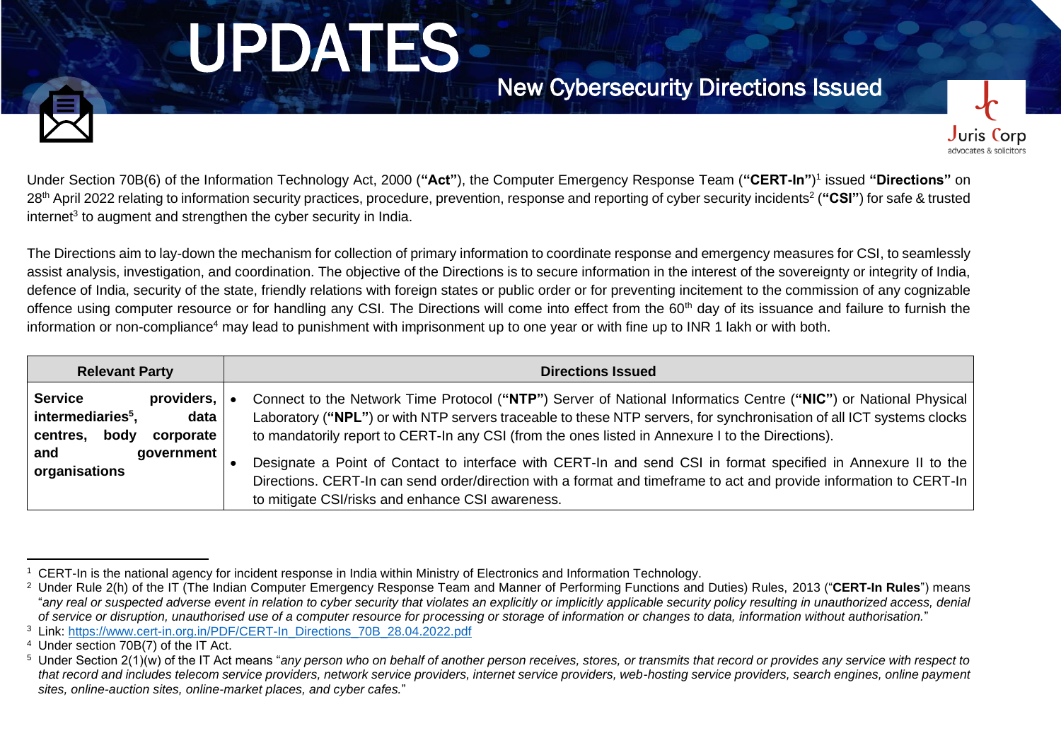# UPDATES

## New Cybersecurity Directions Issued

Juris Corp
advocates & solicitors

Under Section 70B(6) of the Information Technology Act, 2000 (**"Act"**), the Computer Emergency Response Team (**"CERT-In"**)[1] issued **"Directions"** on 28th April 2022 relating to information security practices, procedure, prevention, response and reporting of cyber security incidents[2] (**"CSI"**) for safe & trusted internet[3] to augment and strengthen the cyber security in India.

The Directions aim to lay-down the mechanism for collection of primary information to coordinate response and emergency measures for CSI, to seamlessly assist analysis, investigation, and coordination. The objective of the Directions is to secure information in the interest of the sovereignty or integrity of India, defence of India, security of the state, friendly relations with foreign states or public order or for preventing incitement to the commission of any cognizable offence using computer resource or for handling any CSI. The Directions will come into effect from the 60th day of its issuance and failure to furnish the information or non-compliance[4] may lead to punishment with imprisonment up to one year or with fine up to INR 1 lakh or with both.

| Relevant Party | Directions Issued |
|---|---|
| **Service providers, intermediaries[5], data centres, body corporate and government organisations** | • Connect to the Network Time Protocol (**"NTP"**) Server of National Informatics Centre (**"NIC"**) or National Physical Laboratory (**"NPL"**) or with NTP servers traceable to these NTP servers, for synchronisation of all ICT systems clocks to mandatorily report to CERT-In any CSI (from the ones listed in Annexure I to the Directions).<br>• Designate a Point of Contact to interface with CERT-In and send CSI in format specified in Annexure II to the Directions. CERT-In can send order/direction with a format and timeframe to act and provide information to CERT-In to mitigate CSI/risks and enhance CSI awareness. |

---

[1] CERT-In is the national agency for incident response in India within Ministry of Electronics and Information Technology.

[2] Under Rule 2(h) of the IT (The Indian Computer Emergency Response Team and Manner of Performing Functions and Duties) Rules, 2013 ("**CERT-In Rules**") means "*any real or suspected adverse event in relation to cyber security that violates an explicitly or implicitly applicable security policy resulting in unauthorized access, denial of service or disruption, unauthorised use of a computer resource for processing or storage of information or changes to data, information without authorisation.*"

[3] Link: https://www.cert-in.org.in/PDF/CERT-In_Directions_70B_28.04.2022.pdf

[4] Under section 70B(7) of the IT Act.

[5] Under Section 2(1)(w) of the IT Act means "*any person who on behalf of another person receives, stores, or transmits that record or provides any service with respect to that record and includes telecom service providers, network service providers, internet service providers, web-hosting service providers, search engines, online payment sites, online-auction sites, online-market places, and cyber cafes.*"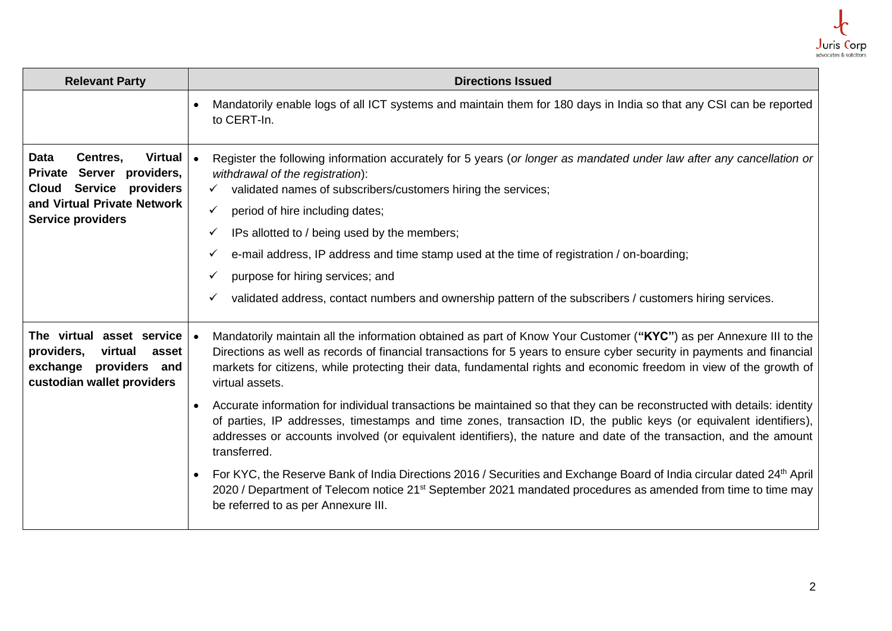| Relevant Party | Directions Issued |
|---|---|
| | • Mandatorily enable logs of all ICT systems and maintain them for 180 days in India so that any CSI can be reported to CERT-In. |
| **Data Centres, Virtual Private Server providers, Cloud Service providers and Virtual Private Network Service providers** | • Register the following information accurately for 5 years (*or longer as mandated under law after any cancellation or withdrawal of the registration*):<br>✓ validated names of subscribers/customers hiring the services;<br>✓ period of hire including dates;<br>✓ IPs allotted to / being used by the members;<br>✓ e-mail address, IP address and time stamp used at the time of registration / on-boarding;<br>✓ purpose for hiring services; and<br>✓ validated address, contact numbers and ownership pattern of the subscribers / customers hiring services. |
| **The virtual asset service providers, virtual asset exchange providers and custodian wallet providers** | • Mandatorily maintain all the information obtained as part of Know Your Customer (**"KYC"**) as per Annexure III to the Directions as well as records of financial transactions for 5 years to ensure cyber security in payments and financial markets for citizens, while protecting their data, fundamental rights and economic freedom in view of the growth of virtual assets.<br>• Accurate information for individual transactions be maintained so that they can be reconstructed with details: identity of parties, IP addresses, timestamps and time zones, transaction ID, the public keys (or equivalent identifiers), addresses or accounts involved (or equivalent identifiers), the nature and date of the transaction, and the amount transferred.<br>• For KYC, the Reserve Bank of India Directions 2016 / Securities and Exchange Board of India circular dated 24th April 2020 / Department of Telecom notice 21st September 2021 mandated procedures as amended from time to time may be referred to as per Annexure III. |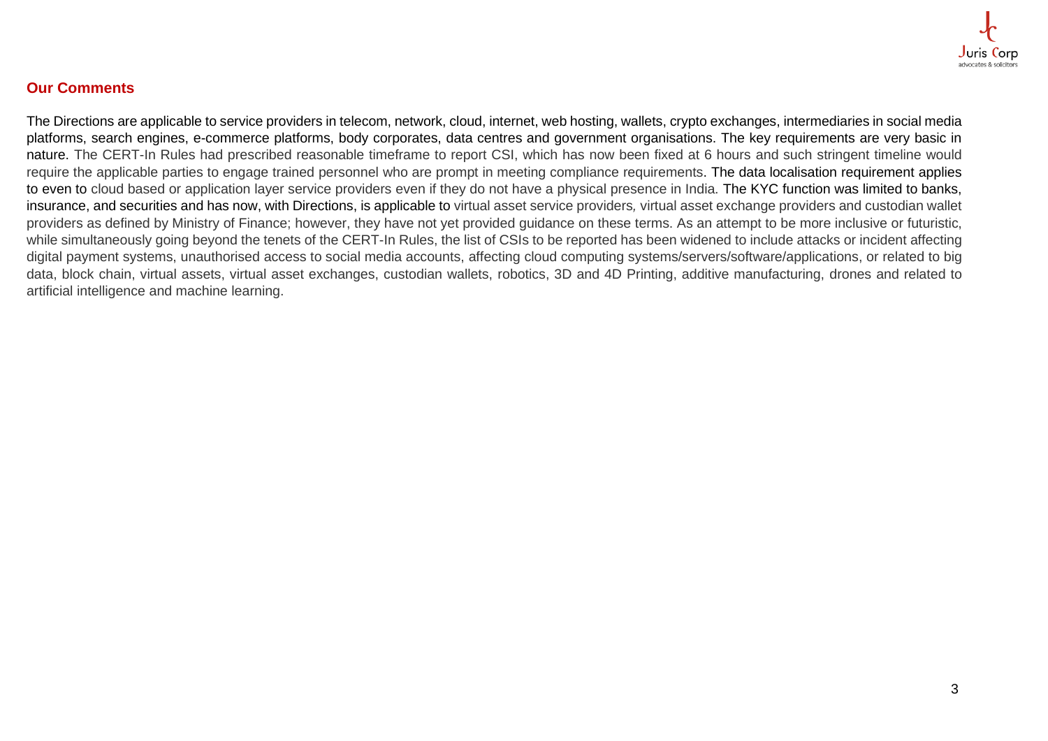## Our Comments

The Directions are applicable to service providers in telecom, network, cloud, internet, web hosting, wallets, crypto exchanges, intermediaries in social media platforms, search engines, e-commerce platforms, body corporates, data centres and government organisations. The key requirements are very basic in nature. The CERT-In Rules had prescribed reasonable timeframe to report CSI, which has now been fixed at 6 hours and such stringent timeline would require the applicable parties to engage trained personnel who are prompt in meeting compliance requirements. The data localisation requirement applies to even to cloud based or application layer service providers even if they do not have a physical presence in India. The KYC function was limited to banks, insurance, and securities and has now, with Directions, is applicable to virtual asset service providers, virtual asset exchange providers and custodian wallet providers as defined by Ministry of Finance; however, they have not yet provided guidance on these terms. As an attempt to be more inclusive or futuristic, while simultaneously going beyond the tenets of the CERT-In Rules, the list of CSIs to be reported has been widened to include attacks or incident affecting digital payment systems, unauthorised access to social media accounts, affecting cloud computing systems/servers/software/applications, or related to big data, block chain, virtual assets, virtual asset exchanges, custodian wallets, robotics, 3D and 4D Printing, additive manufacturing, drones and related to artificial intelligence and machine learning.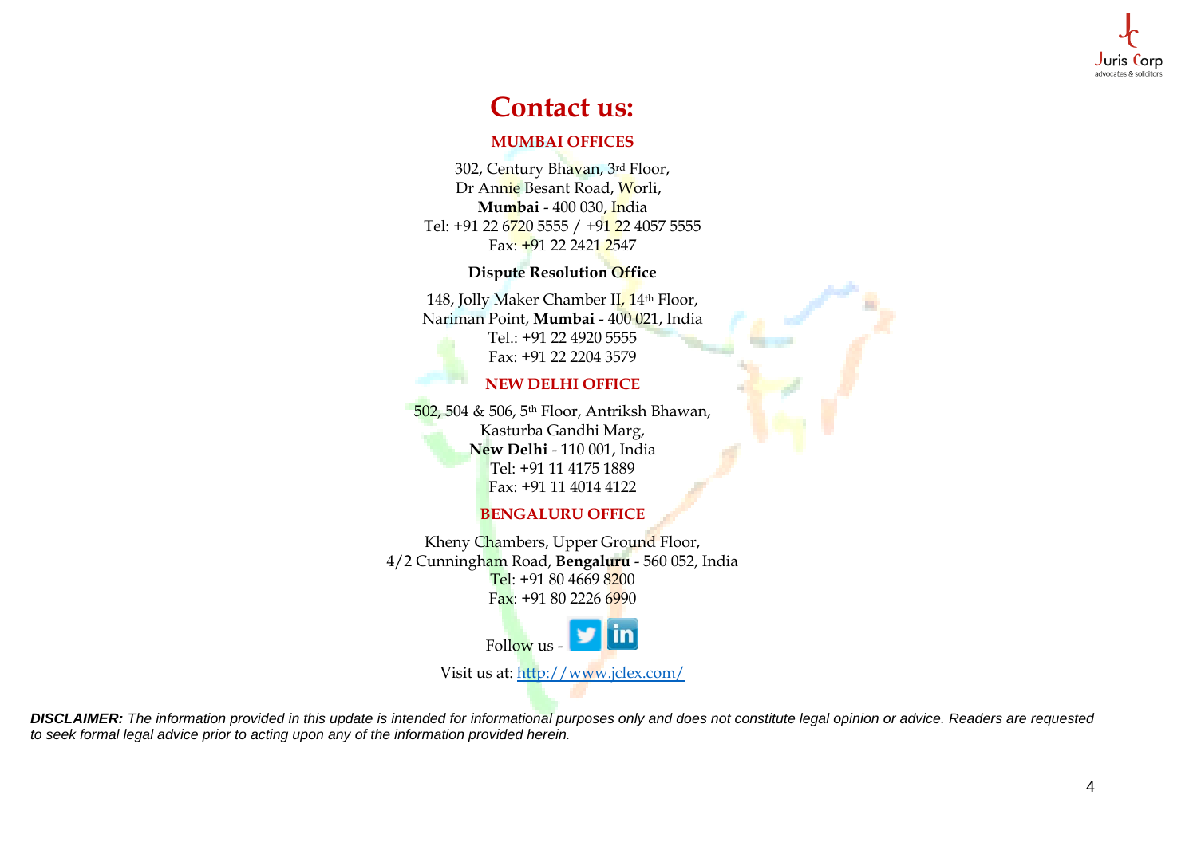# Contact us:

## MUMBAI OFFICES

302, Century Bhavan, 3rd Floor,
Dr Annie Besant Road, Worli,
**Mumbai** - 400 030, India
Tel: +91 22 6720 5555 / +91 22 4057 5555
Fax: +91 22 2421 2547

### Dispute Resolution Office

148, Jolly Maker Chamber II, 14th Floor,
Nariman Point, **Mumbai** - 400 021, India
Tel.: +91 22 4920 5555
Fax: +91 22 2204 3579

## NEW DELHI OFFICE

502, 504 & 506, 5th Floor, Antriksh Bhawan,
Kasturba Gandhi Marg,
**New Delhi** - 110 001, India
Tel: +91 11 4175 1889
Fax: +91 11 4014 4122

## BENGALURU OFFICE

Kheny Chambers, Upper Ground Floor,
4/2 Cunningham Road, **Bengaluru** - 560 052, India
Tel: +91 80 4669 8200
Fax: +91 80 2226 6990

Follow us -

Visit us at: http://www.jclex.com/

***DISCLAIMER:*** *The information provided in this update is intended for informational purposes only and does not constitute legal opinion or advice. Readers are requested to seek formal legal advice prior to acting upon any of the information provided herein.*